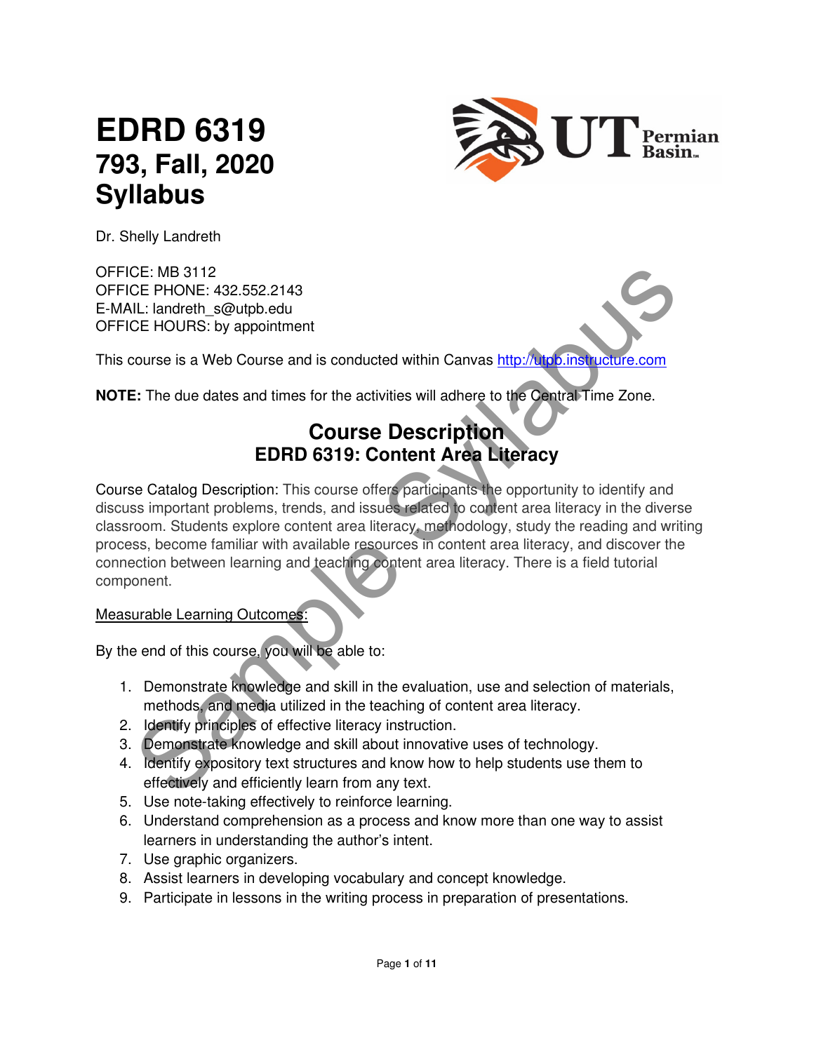# EDRD 6319
## 793, Fall, 2020
## Syllabus

Dr. Shelly Landreth

OFFICE: MB 3112
OFFICE PHONE: 432.552.2143
E-MAIL: landreth_s@utpb.edu
OFFICE HOURS: by appointment

This course is a Web Course and is conducted within Canvas http://utpb.instructure.com

**NOTE:** The due dates and times for the activities will adhere to the Central Time Zone.

## Course Description
### EDRD 6319: Content Area Literacy

Course Catalog Description: This course offers participants the opportunity to identify and discuss important problems, trends, and issues related to content area literacy in the diverse classroom. Students explore content area literacy, methodology, study the reading and writing process, become familiar with available resources in content area literacy, and discover the connection between learning and teaching content area literacy. There is a field tutorial component.

Measurable Learning Outcomes:

By the end of this course, you will be able to:

1. Demonstrate knowledge and skill in the evaluation, use and selection of materials, methods, and media utilized in the teaching of content area literacy.
2. Identify principles of effective literacy instruction.
3. Demonstrate knowledge and skill about innovative uses of technology.
4. Identify expository text structures and know how to help students use them to effectively and efficiently learn from any text.
5. Use note-taking effectively to reinforce learning.
6. Understand comprehension as a process and know more than one way to assist learners in understanding the author's intent.
7. Use graphic organizers.
8. Assist learners in developing vocabulary and concept knowledge.
9. Participate in lessons in the writing process in preparation of presentations.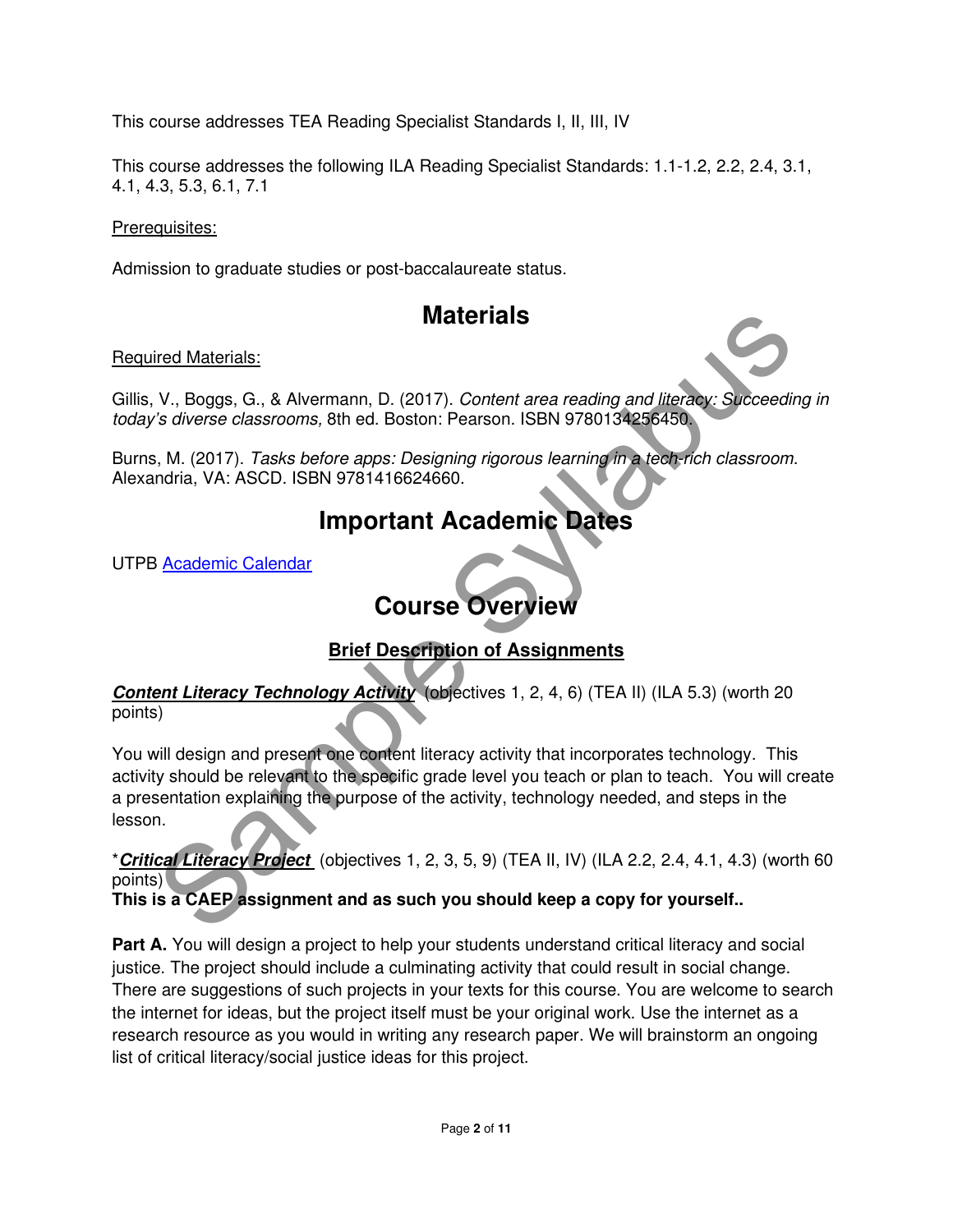This course addresses TEA Reading Specialist Standards I, II, III, IV

This course addresses the following ILA Reading Specialist Standards: 1.1-1.2, 2.2, 2.4, 3.1, 4.1, 4.3, 5.3, 6.1, 7.1

Prerequisites:

Admission to graduate studies or post-baccalaureate status.

# Materials

Required Materials:

Gillis, V., Boggs, G., & Alvermann, D. (2017). *Content area reading and literacy: Succeeding in today's diverse classrooms,* 8th ed. Boston: Pearson. ISBN 9780134256450.

Burns, M. (2017). *Tasks before apps: Designing rigorous learning in a tech-rich classroom.* Alexandria, VA: ASCD. ISBN 9781416624660.

# Important Academic Dates

UTPB Academic Calendar

# Course Overview

## Brief Description of Assignments

***Content Literacy Technology Activity*** (objectives 1, 2, 4, 6) (TEA II) (ILA 5.3) (worth 20 points)

You will design and present one content literacy activity that incorporates technology. This activity should be relevant to the specific grade level you teach or plan to teach. You will create a presentation explaining the purpose of the activity, technology needed, and steps in the lesson.

****Critical Literacy Project*** (objectives 1, 2, 3, 5, 9) (TEA II, IV) (ILA 2.2, 2.4, 4.1, 4.3) (worth 60 points)

**This is a CAEP assignment and as such you should keep a copy for yourself..**

**Part A.** You will design a project to help your students understand critical literacy and social justice. The project should include a culminating activity that could result in social change. There are suggestions of such projects in your texts for this course. You are welcome to search the internet for ideas, but the project itself must be your original work. Use the internet as a research resource as you would in writing any research paper. We will brainstorm an ongoing list of critical literacy/social justice ideas for this project.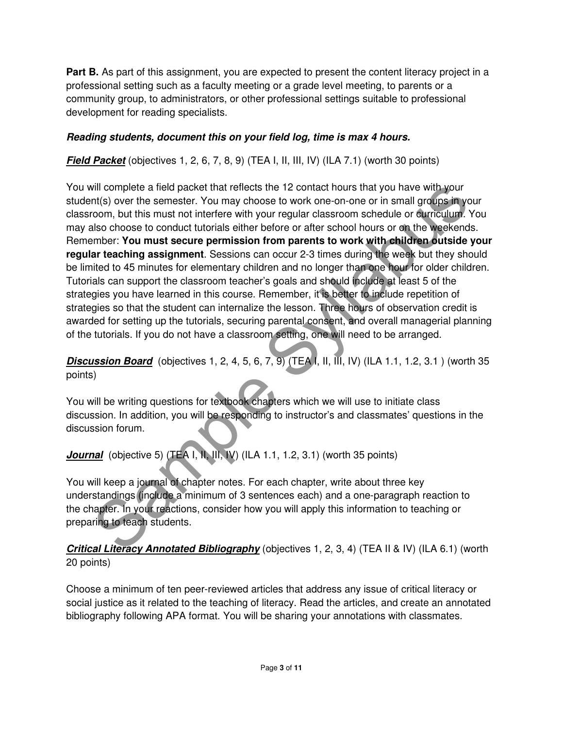**Part B.** As part of this assignment, you are expected to present the content literacy project in a professional setting such as a faculty meeting or a grade level meeting, to parents or a community group, to administrators, or other professional settings suitable to professional development for reading specialists.

***Reading students, document this on your field log, time is max 4 hours.***

***Field Packet*** (objectives 1, 2, 6, 7, 8, 9) (TEA I, II, III, IV) (ILA 7.1) (worth 30 points)

You will complete a field packet that reflects the 12 contact hours that you have with your student(s) over the semester. You may choose to work one-on-one or in small groups in your classroom, but this must not interfere with your regular classroom schedule or curriculum. You may also choose to conduct tutorials either before or after school hours or on the weekends. Remember: **You must secure permission from parents to work with children outside your regular teaching assignment**. Sessions can occur 2-3 times during the week but they should be limited to 45 minutes for elementary children and no longer than one hour for older children. Tutorials can support the classroom teacher's goals and should include at least 5 of the strategies you have learned in this course. Remember, it is better to include repetition of strategies so that the student can internalize the lesson. Three hours of observation credit is awarded for setting up the tutorials, securing parental consent, and overall managerial planning of the tutorials. If you do not have a classroom setting, one will need to be arranged.

***Discussion Board*** (objectives 1, 2, 4, 5, 6, 7, 9) (TEA I, II, III, IV) (ILA 1.1, 1.2, 3.1 ) (worth 35 points)

You will be writing questions for textbook chapters which we will use to initiate class discussion. In addition, you will be responding to instructor's and classmates' questions in the discussion forum.

***Journal*** (objective 5) (TEA I, II, III, IV) (ILA 1.1, 1.2, 3.1) (worth 35 points)

You will keep a journal of chapter notes. For each chapter, write about three key understandings (include a minimum of 3 sentences each) and a one-paragraph reaction to the chapter. In your reactions, consider how you will apply this information to teaching or preparing to teach students.

***Critical Literacy Annotated Bibliography*** (objectives 1, 2, 3, 4) (TEA II & IV) (ILA 6.1) (worth 20 points)

Choose a minimum of ten peer-reviewed articles that address any issue of critical literacy or social justice as it related to the teaching of literacy. Read the articles, and create an annotated bibliography following APA format. You will be sharing your annotations with classmates.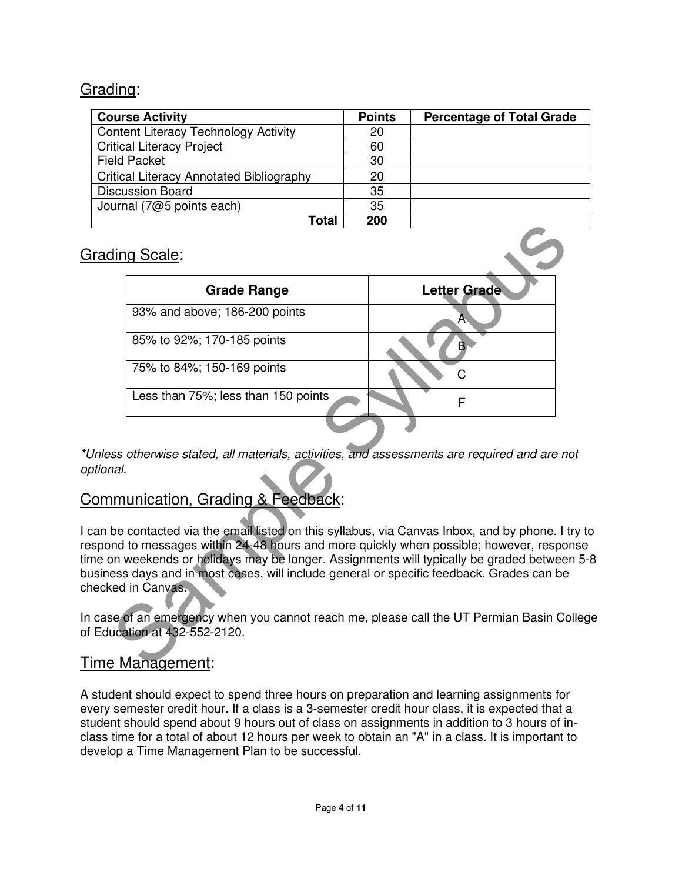## Grading:

| Course Activity | Points | Percentage of Total Grade |
| --- | --- | --- |
| Content Literacy Technology Activity | 20 | |
| Critical Literacy Project | 60 | |
| Field Packet | 30 | |
| Critical Literacy Annotated Bibliography | 20 | |
| Discussion Board | 35 | |
| Journal (7@5 points each) | 35 | |
| **Total** | **200** | |

## Grading Scale:

| Grade Range | Letter Grade |
| --- | --- |
| 93% and above; 186-200 points | A |
| 85% to 92%; 170-185 points | B |
| 75% to 84%; 150-169 points | C |
| Less than 75%; less than 150 points | F |

*\*Unless otherwise stated, all materials, activities, and assessments are required and are not optional.*

## Communication, Grading & Feedback:

I can be contacted via the email listed on this syllabus, via Canvas Inbox, and by phone. I try to respond to messages within 24-48 hours and more quickly when possible; however, response time on weekends or holidays may be longer. Assignments will typically be graded between 5-8 business days and in most cases, will include general or specific feedback. Grades can be checked in Canvas.

In case of an emergency when you cannot reach me, please call the UT Permian Basin College of Education at 432-552-2120.

## Time Management:

A student should expect to spend three hours on preparation and learning assignments for every semester credit hour. If a class is a 3-semester credit hour class, it is expected that a student should spend about 9 hours out of class on assignments in addition to 3 hours of in-class time for a total of about 12 hours per week to obtain an "A" in a class. It is important to develop a Time Management Plan to be successful.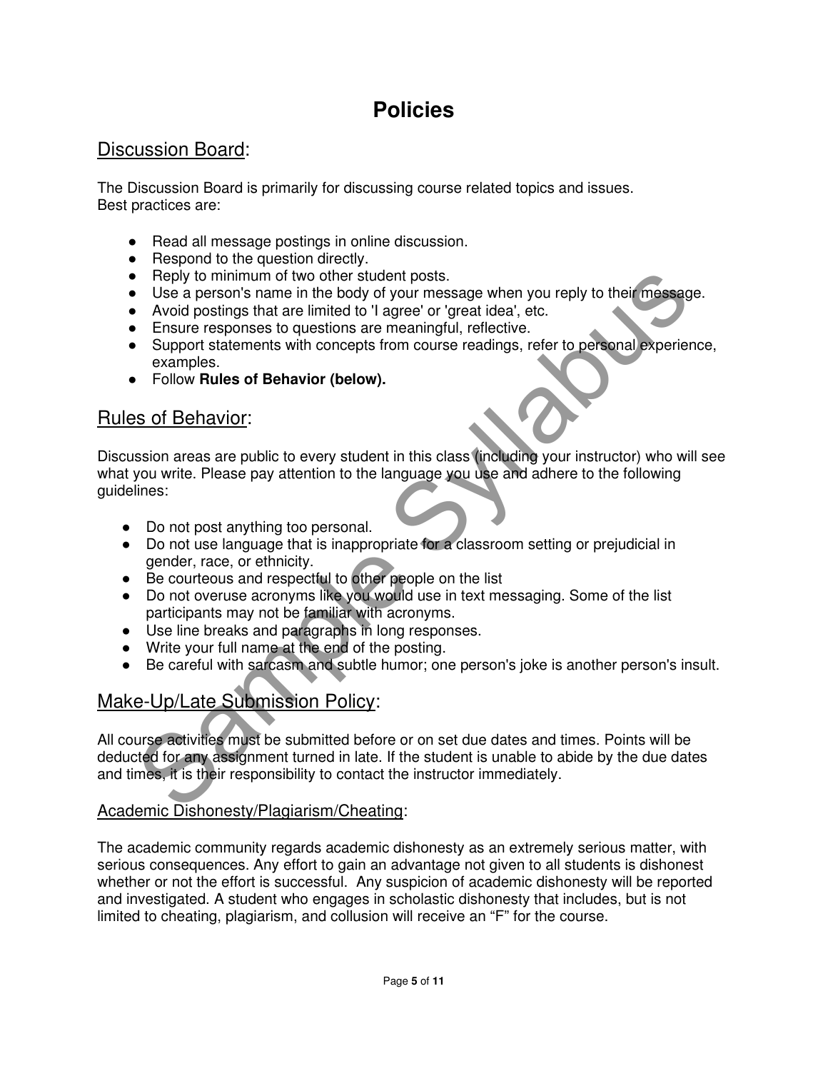# Policies

## Discussion Board:

The Discussion Board is primarily for discussing course related topics and issues.
Best practices are:

- Read all message postings in online discussion.
- Respond to the question directly.
- Reply to minimum of two other student posts.
- Use a person's name in the body of your message when you reply to their message.
- Avoid postings that are limited to 'I agree' or 'great idea', etc.
- Ensure responses to questions are meaningful, reflective.
- Support statements with concepts from course readings, refer to personal experience, examples.
- Follow **Rules of Behavior (below).**

## Rules of Behavior:

Discussion areas are public to every student in this class (including your instructor) who will see what you write. Please pay attention to the language you use and adhere to the following guidelines:

- Do not post anything too personal.
- Do not use language that is inappropriate for a classroom setting or prejudicial in gender, race, or ethnicity.
- Be courteous and respectful to other people on the list
- Do not overuse acronyms like you would use in text messaging. Some of the list participants may not be familiar with acronyms.
- Use line breaks and paragraphs in long responses.
- Write your full name at the end of the posting.
- Be careful with sarcasm and subtle humor; one person's joke is another person's insult.

## Make-Up/Late Submission Policy:

All course activities must be submitted before or on set due dates and times. Points will be deducted for any assignment turned in late. If the student is unable to abide by the due dates and times, it is their responsibility to contact the instructor immediately.

### Academic Dishonesty/Plagiarism/Cheating:

The academic community regards academic dishonesty as an extremely serious matter, with serious consequences. Any effort to gain an advantage not given to all students is dishonest whether or not the effort is successful. Any suspicion of academic dishonesty will be reported and investigated. A student who engages in scholastic dishonesty that includes, but is not limited to cheating, plagiarism, and collusion will receive an “F” for the course.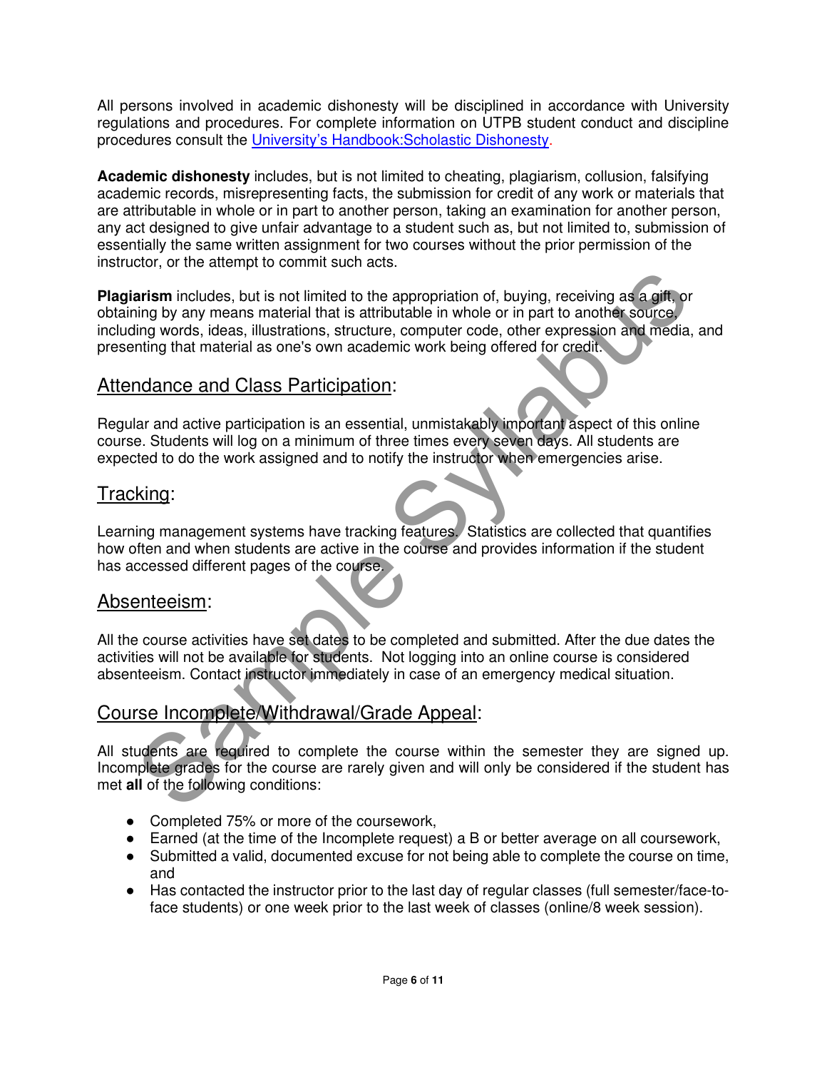All persons involved in academic dishonesty will be disciplined in accordance with University regulations and procedures. For complete information on UTPB student conduct and discipline procedures consult the [University's Handbook:Scholastic Dishonesty](#).

**Academic dishonesty** includes, but is not limited to cheating, plagiarism, collusion, falsifying academic records, misrepresenting facts, the submission for credit of any work or materials that are attributable in whole or in part to another person, taking an examination for another person, any act designed to give unfair advantage to a student such as, but not limited to, submission of essentially the same written assignment for two courses without the prior permission of the instructor, or the attempt to commit such acts.

**Plagiarism** includes, but is not limited to the appropriation of, buying, receiving as a gift, or obtaining by any means material that is attributable in whole or in part to another source, including words, ideas, illustrations, structure, computer code, other expression and media, and presenting that material as one's own academic work being offered for credit.

## Attendance and Class Participation:

Regular and active participation is an essential, unmistakably important aspect of this online course. Students will log on a minimum of three times every seven days. All students are expected to do the work assigned and to notify the instructor when emergencies arise.

## Tracking:

Learning management systems have tracking features. Statistics are collected that quantifies how often and when students are active in the course and provides information if the student has accessed different pages of the course.

## Absenteeism:

All the course activities have set dates to be completed and submitted. After the due dates the activities will not be available for students. Not logging into an online course is considered absenteeism. Contact instructor immediately in case of an emergency medical situation.

## Course Incomplete/Withdrawal/Grade Appeal:

All students are required to complete the course within the semester they are signed up. Incomplete grades for the course are rarely given and will only be considered if the student has met **all** of the following conditions:

- Completed 75% or more of the coursework,
- Earned (at the time of the Incomplete request) a B or better average on all coursework,
- Submitted a valid, documented excuse for not being able to complete the course on time, and
- Has contacted the instructor prior to the last day of regular classes (full semester/face-to-face students) or one week prior to the last week of classes (online/8 week session).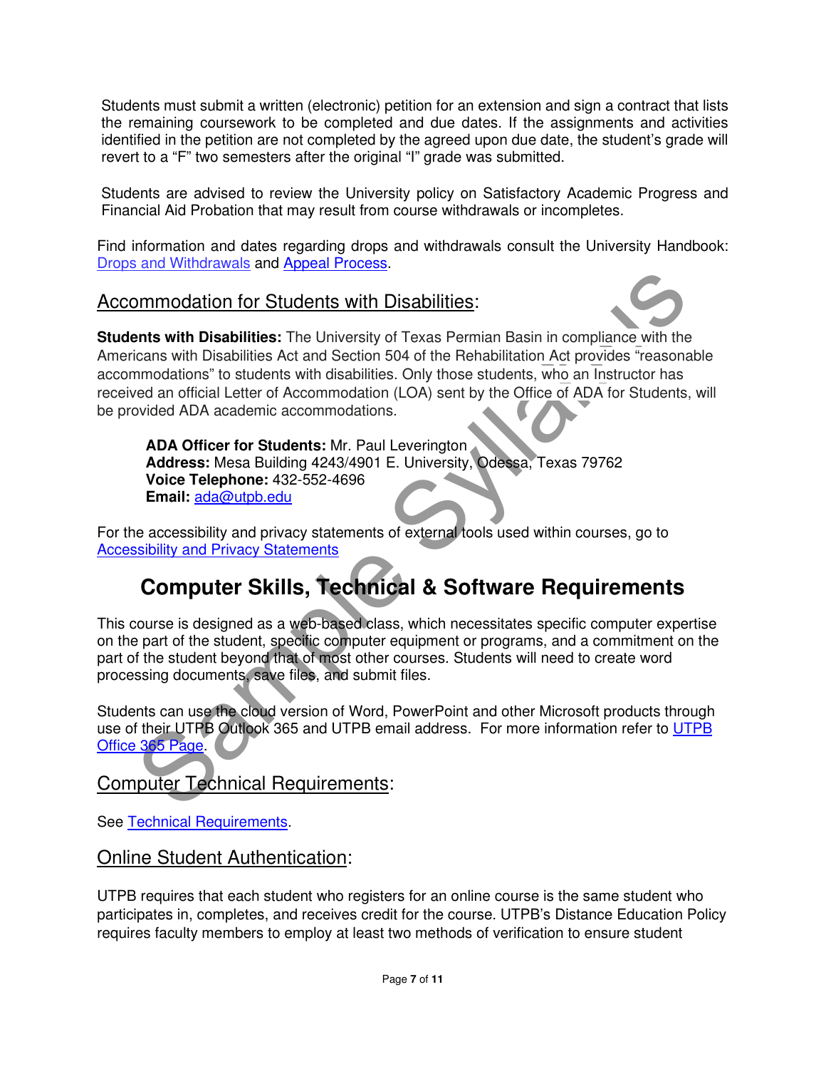Students must submit a written (electronic) petition for an extension and sign a contract that lists the remaining coursework to be completed and due dates. If the assignments and activities identified in the petition are not completed by the agreed upon due date, the student's grade will revert to a "F" two semesters after the original "I" grade was submitted.

Students are advised to review the University policy on Satisfactory Academic Progress and Financial Aid Probation that may result from course withdrawals or incompletes.

Find information and dates regarding drops and withdrawals consult the University Handbook: Drops and Withdrawals and Appeal Process.

## Accommodation for Students with Disabilities:

**Students with Disabilities:** The University of Texas Permian Basin in compliance with the Americans with Disabilities Act and Section 504 of the Rehabilitation Act provides "reasonable accommodations" to students with disabilities. Only those students, who an Instructor has received an official Letter of Accommodation (LOA) sent by the Office of ADA for Students, will be provided ADA academic accommodations.

> **ADA Officer for Students:** Mr. Paul Leverington
> **Address:** Mesa Building 4243/4901 E. University, Odessa, Texas 79762
> **Voice Telephone:** 432-552-4696
> **Email:** ada@utpb.edu

For the accessibility and privacy statements of external tools used within courses, go to Accessibility and Privacy Statements

# Computer Skills, Technical & Software Requirements

This course is designed as a web-based class, which necessitates specific computer expertise on the part of the student, specific computer equipment or programs, and a commitment on the part of the student beyond that of most other courses. Students will need to create word processing documents, save files, and submit files.

Students can use the cloud version of Word, PowerPoint and other Microsoft products through use of their UTPB Outlook 365 and UTPB email address. For more information refer to UTPB Office 365 Page.

## Computer Technical Requirements:

See Technical Requirements.

## Online Student Authentication:

UTPB requires that each student who registers for an online course is the same student who participates in, completes, and receives credit for the course. UTPB's Distance Education Policy requires faculty members to employ at least two methods of verification to ensure student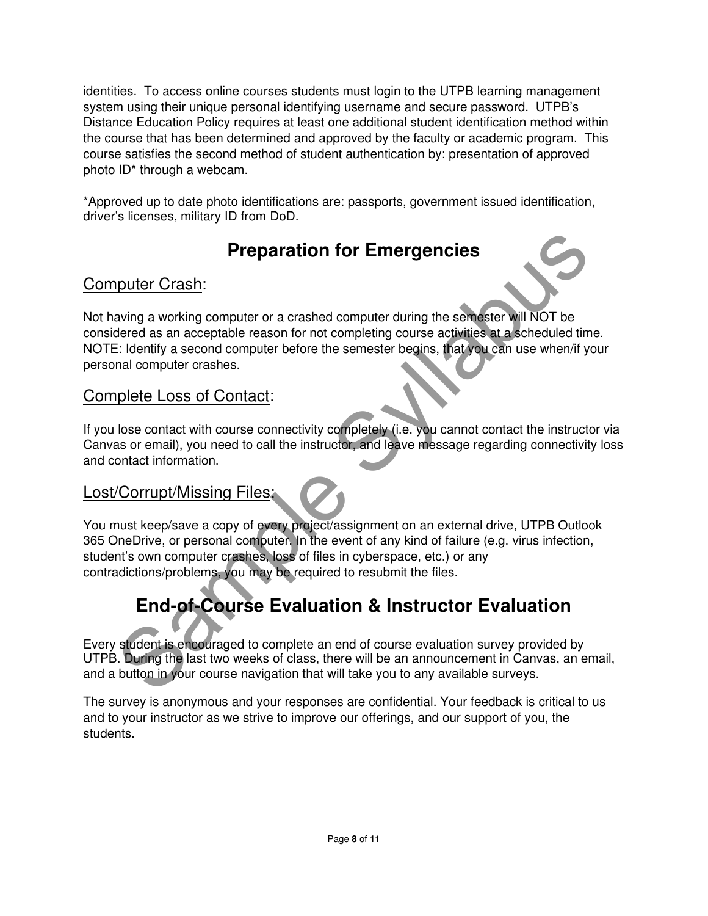identities. To access online courses students must login to the UTPB learning management system using their unique personal identifying username and secure password. UTPB's Distance Education Policy requires at least one additional student identification method within the course that has been determined and approved by the faculty or academic program. This course satisfies the second method of student authentication by: presentation of approved photo ID* through a webcam.

*Approved up to date photo identifications are: passports, government issued identification, driver's licenses, military ID from DoD.

## Preparation for Emergencies

### Computer Crash:

Not having a working computer or a crashed computer during the semester will NOT be considered as an acceptable reason for not completing course activities at a scheduled time. NOTE: Identify a second computer before the semester begins, that you can use when/if your personal computer crashes.

### Complete Loss of Contact:

If you lose contact with course connectivity completely (i.e. you cannot contact the instructor via Canvas or email), you need to call the instructor, and leave message regarding connectivity loss and contact information.

### Lost/Corrupt/Missing Files:

You must keep/save a copy of every project/assignment on an external drive, UTPB Outlook 365 OneDrive, or personal computer. In the event of any kind of failure (e.g. virus infection, student's own computer crashes, loss of files in cyberspace, etc.) or any contradictions/problems, you may be required to resubmit the files.

## End-of-Course Evaluation & Instructor Evaluation

Every student is encouraged to complete an end of course evaluation survey provided by UTPB. During the last two weeks of class, there will be an announcement in Canvas, an email, and a button in your course navigation that will take you to any available surveys.

The survey is anonymous and your responses are confidential. Your feedback is critical to us and to your instructor as we strive to improve our offerings, and our support of you, the students.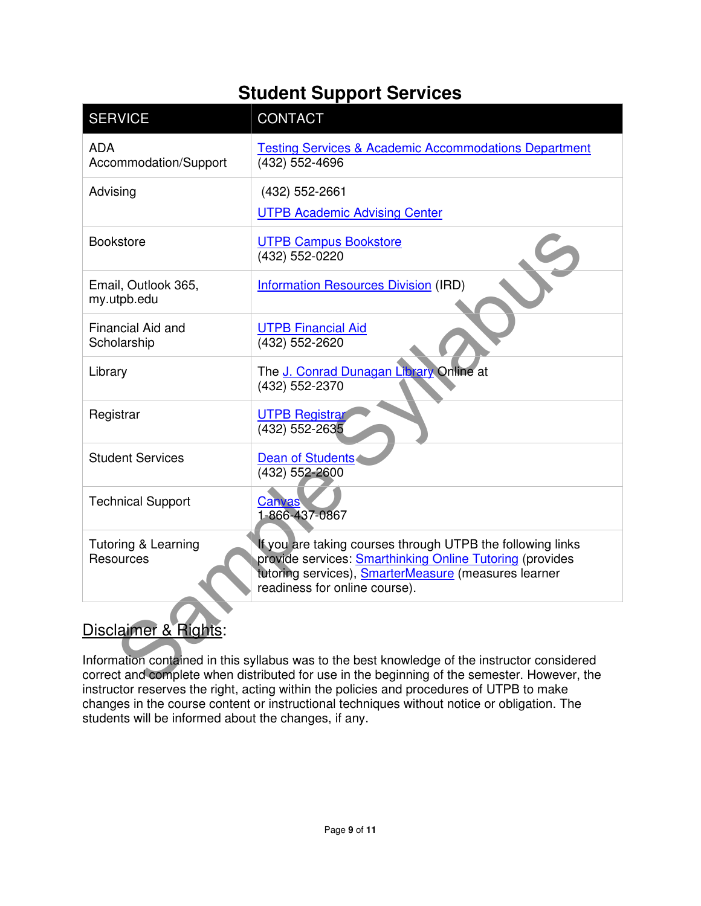# Student Support Services

| SERVICE | CONTACT |
|---|---|
| ADA Accommodation/Support | Testing Services & Academic Accommodations Department (432) 552-4696 |
| Advising | (432) 552-2661 UTPB Academic Advising Center |
| Bookstore | UTPB Campus Bookstore (432) 552-0220 |
| Email, Outlook 365, my.utpb.edu | Information Resources Division (IRD) |
| Financial Aid and Scholarship | UTPB Financial Aid (432) 552-2620 |
| Library | The J. Conrad Dunagan Library Online at (432) 552-2370 |
| Registrar | UTPB Registrar (432) 552-2635 |
| Student Services | Dean of Students (432) 552-2600 |
| Technical Support | Canvas 1-866-437-0867 |
| Tutoring & Learning Resources | If you are taking courses through UTPB the following links provide services: Smarthinking Online Tutoring (provides tutoring services), SmarterMeasure (measures learner readiness for online course). |

## Disclaimer & Rights:

Information contained in this syllabus was to the best knowledge of the instructor considered correct and complete when distributed for use in the beginning of the semester. However, the instructor reserves the right, acting within the policies and procedures of UTPB to make changes in the course content or instructional techniques without notice or obligation. The students will be informed about the changes, if any.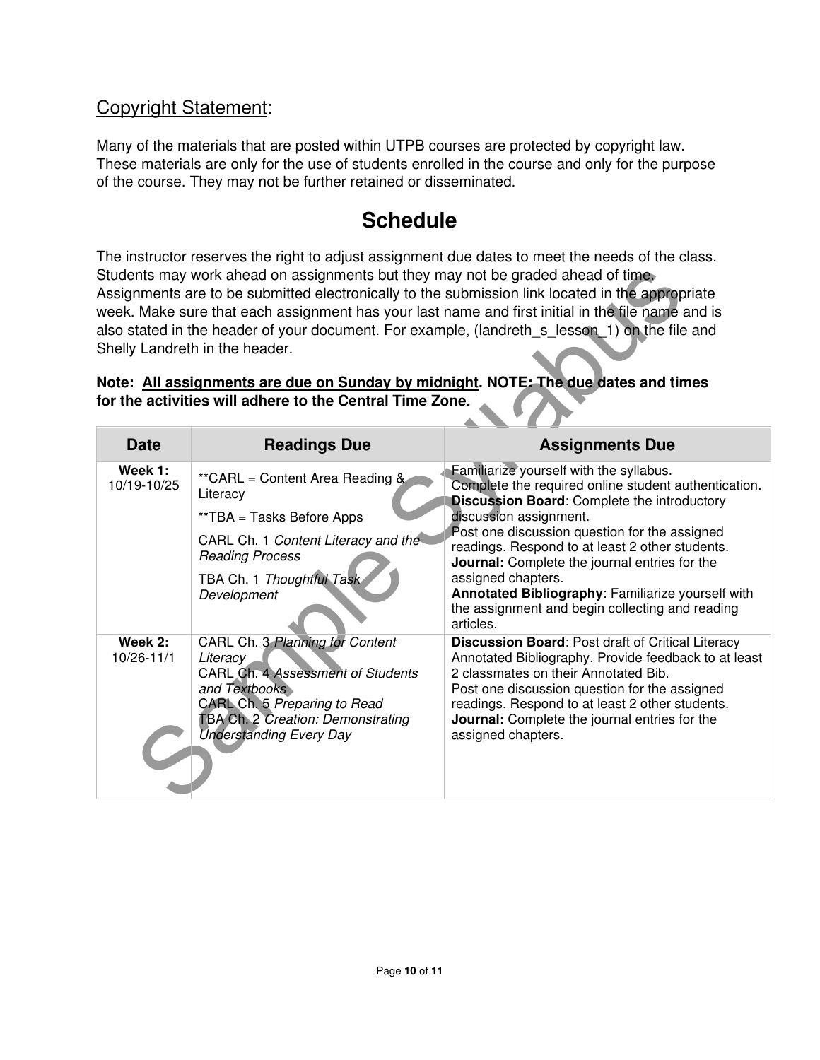## Copyright Statement:

Many of the materials that are posted within UTPB courses are protected by copyright law. These materials are only for the use of students enrolled in the course and only for the purpose of the course. They may not be further retained or disseminated.

# Schedule

The instructor reserves the right to adjust assignment due dates to meet the needs of the class. Students may work ahead on assignments but they may not be graded ahead of time. Assignments are to be submitted electronically to the submission link located in the appropriate week. Make sure that each assignment has your last name and first initial in the file name and is also stated in the header of your document. For example, (landreth_s_lesson_1) on the file and Shelly Landreth in the header.

**Note: All assignments are due on Sunday by midnight. NOTE: The due dates and times for the activities will adhere to the Central Time Zone.**

| Date | Readings Due | Assignments Due |
|---|---|---|
| **Week 1:** 10/19-10/25 | **CARL = Content Area Reading & Literacy<br>**TBA = Tasks Before Apps<br>CARL Ch. 1 *Content Literacy and the Reading Process*<br>TBA Ch. 1 *Thoughtful Task Development* | Familiarize yourself with the syllabus.<br>Complete the required online student authentication.<br>**Discussion Board**: Complete the introductory discussion assignment.<br>Post one discussion question for the assigned readings. Respond to at least 2 other students.<br>**Journal:** Complete the journal entries for the assigned chapters.<br>**Annotated Bibliography**: Familiarize yourself with the assignment and begin collecting and reading articles. |
| **Week 2:** 10/26-11/1 | CARL Ch. 3 *Planning for Content Literacy*<br>CARL Ch. 4 *Assessment of Students and Textbooks*<br>CARL Ch. 5 *Preparing to Read*<br>TBA Ch. 2 *Creation: Demonstrating Understanding Every Day* | **Discussion Board**: Post draft of Critical Literacy Annotated Bibliography. Provide feedback to at least 2 classmates on their Annotated Bib.<br>Post one discussion question for the assigned readings. Respond to at least 2 other students.<br>**Journal:** Complete the journal entries for the assigned chapters. |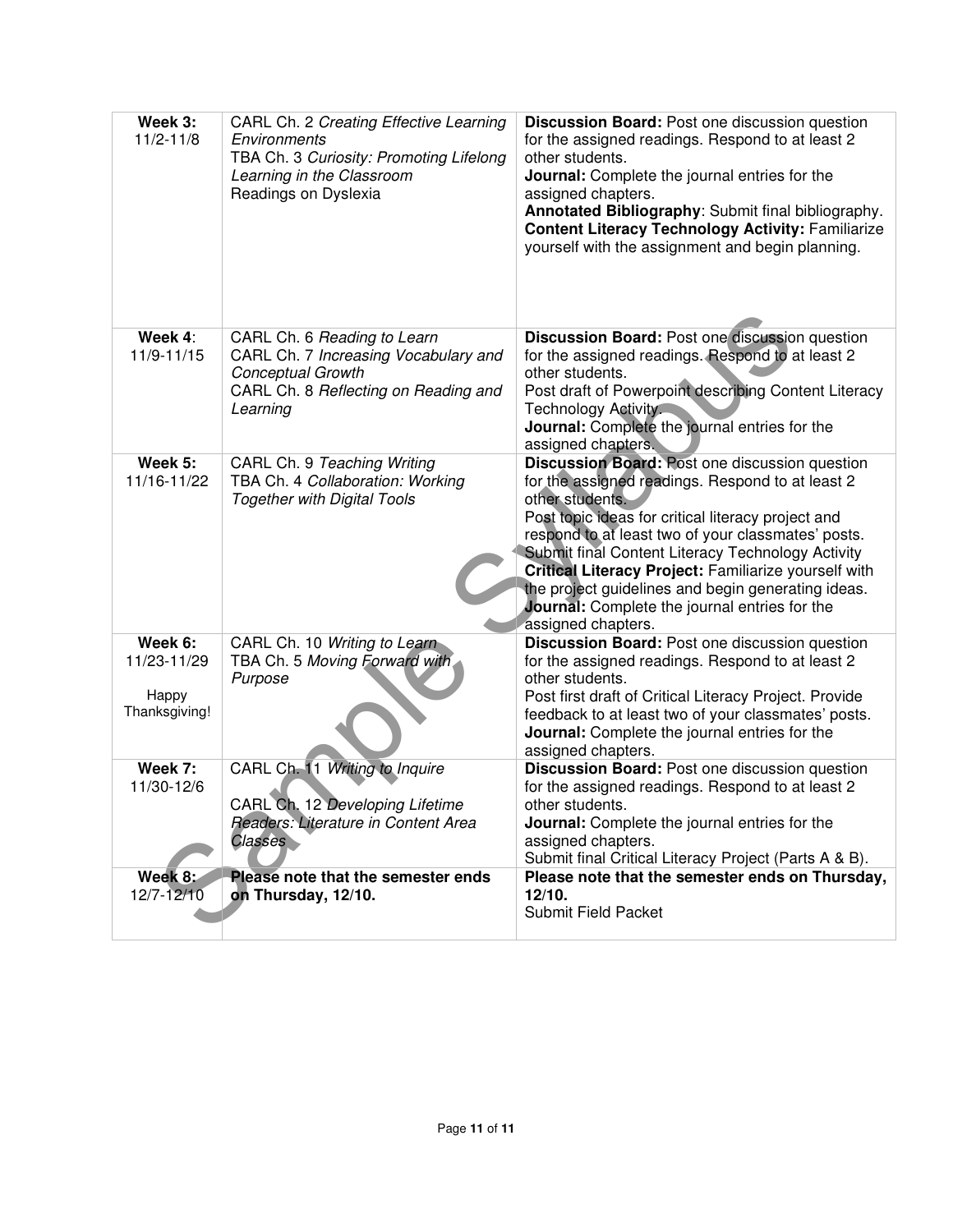| | | |
|---|---|---|
| **Week 3:** 11/2-11/8 | CARL Ch. 2 *Creating Effective Learning Environments*<br>TBA Ch. 3 *Curiosity: Promoting Lifelong Learning in the Classroom*<br>Readings on Dyslexia | **Discussion Board:** Post one discussion question for the assigned readings. Respond to at least 2 other students.<br>**Journal:** Complete the journal entries for the assigned chapters.<br>**Annotated Bibliography**: Submit final bibliography.<br>**Content Literacy Technology Activity:** Familiarize yourself with the assignment and begin planning. |
| **Week 4**: 11/9-11/15 | CARL Ch. 6 *Reading to Learn*<br>CARL Ch. 7 *Increasing Vocabulary and Conceptual Growth*<br>CARL Ch. 8 *Reflecting on Reading and Learning* | **Discussion Board:** Post one discussion question for the assigned readings. Respond to at least 2 other students.<br>Post draft of Powerpoint describing Content Literacy Technology Activity.<br>**Journal:** Complete the journal entries for the assigned chapters. |
| **Week 5:** 11/16-11/22 | CARL Ch. 9 *Teaching Writing*<br>TBA Ch. 4 *Collaboration: Working Together with Digital Tools* | **Discussion Board:** Post one discussion question for the assigned readings. Respond to at least 2 other students.<br>Post topic ideas for critical literacy project and respond to at least two of your classmates' posts.<br>Submit final Content Literacy Technology Activity<br>**Critical Literacy Project:** Familiarize yourself with the project guidelines and begin generating ideas.<br>**Journal:** Complete the journal entries for the assigned chapters. |
| **Week 6:** 11/23-11/29<br><br>Happy Thanksgiving! | CARL Ch. 10 *Writing to Learn*<br>TBA Ch. 5 *Moving Forward with Purpose* | **Discussion Board:** Post one discussion question for the assigned readings. Respond to at least 2 other students.<br>Post first draft of Critical Literacy Project. Provide feedback to at least two of your classmates' posts.<br>**Journal:** Complete the journal entries for the assigned chapters. |
| **Week 7:** 11/30-12/6 | CARL Ch. 11 *Writing to Inquire*<br><br>CARL Ch. 12 *Developing Lifetime Readers: Literature in Content Area Classes* | **Discussion Board:** Post one discussion question for the assigned readings. Respond to at least 2 other students.<br>**Journal:** Complete the journal entries for the assigned chapters.<br>Submit final Critical Literacy Project (Parts A & B). |
| **Week 8:** 12/7-12/10 | **Please note that the semester ends on Thursday, 12/10.** | **Please note that the semester ends on Thursday, 12/10.**<br>Submit Field Packet |